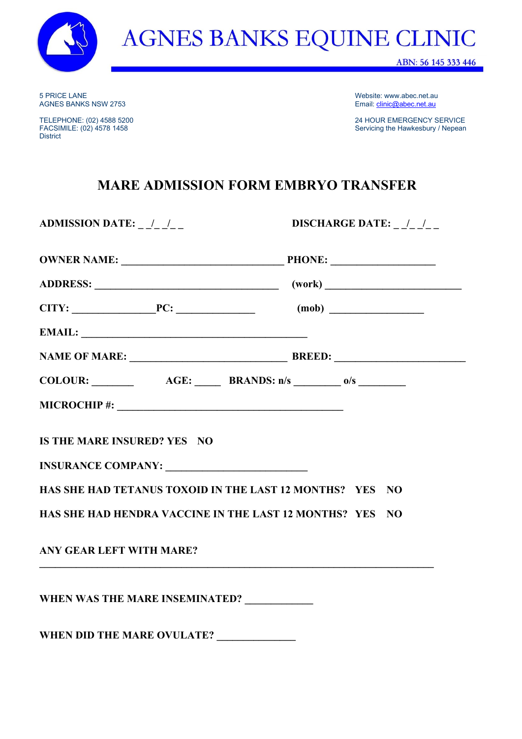# AGNES BANKS EQUINE CLINIC

ABN: 56 145 333 446

5 PRICE LANE
AGNES BANKS NSW 2753

TELEPHONE: (02) 4588 5200
FACSIMILE: (02) 4578 1458
District

Website: www.abec.net.au
Email: clinic@abec.net.au

24 HOUR EMERGENCY SERVICE
Servicing the Hawkesbury / Nepean

## MARE ADMISSION FORM EMBRYO TRANSFER

**ADMISSION DATE:** _ _/_ _/_ _ **DISCHARGE DATE:** _ _/_ _/_ _

**OWNER NAME:** ______________________________ **PHONE:** ____________________

**ADDRESS:** __________________________________ **(work)** _________________________

**CITY:** _______________**PC:** ______________ **(mob)** __________________

**EMAIL:** __________________________________________

**NAME OF MARE:** _____________________________ **BREED:** ________________________

**COLOUR:** ________ **AGE:** _____ **BRANDS: n/s** _________ **o/s** _________

**MICROCHIP #:** __________________________________________

**IS THE MARE INSURED? YES NO**

**INSURANCE COMPANY:** __________________________

**HAS SHE HAD TETANUS TOXOID IN THE LAST 12 MONTHS? YES NO**

**HAS SHE HAD HENDRA VACCINE IN THE LAST 12 MONTHS? YES NO**

**ANY GEAR LEFT WITH MARE?**

__________________________________________________________________________

**WHEN WAS THE MARE INSEMINATED?** ____________

**WHEN DID THE MARE OVULATE?** ______________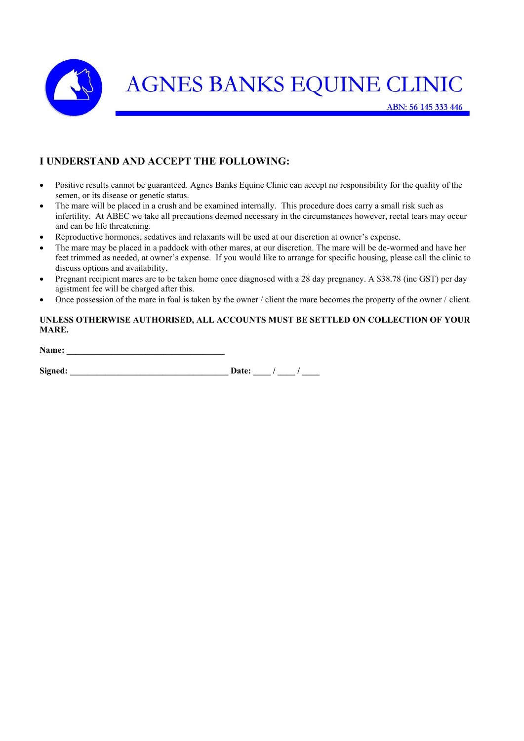# AGNES BANKS EQUINE CLINIC

ABN: 56 145 333 446

## I UNDERSTAND AND ACCEPT THE FOLLOWING:

- Positive results cannot be guaranteed. Agnes Banks Equine Clinic can accept no responsibility for the quality of the semen, or its disease or genetic status.
- The mare will be placed in a crush and be examined internally. This procedure does carry a small risk such as infertility. At ABEC we take all precautions deemed necessary in the circumstances however, rectal tears may occur and can be life threatening.
- Reproductive hormones, sedatives and relaxants will be used at our discretion at owner's expense.
- The mare may be placed in a paddock with other mares, at our discretion. The mare will be de-wormed and have her feet trimmed as needed, at owner's expense. If you would like to arrange for specific housing, please call the clinic to discuss options and availability.
- Pregnant recipient mares are to be taken home once diagnosed with a 28 day pregnancy. A $38.78 (inc GST) per day agistment fee will be charged after this.
- Once possession of the mare in foal is taken by the owner / client the mare becomes the property of the owner / client.

**UNLESS OTHERWISE AUTHORISED, ALL ACCOUNTS MUST BE SETTLED ON COLLECTION OF YOUR MARE.**

**Name:** ___________________________________

**Signed:** ___________________________________ **Date:** ____ / ____ / ____